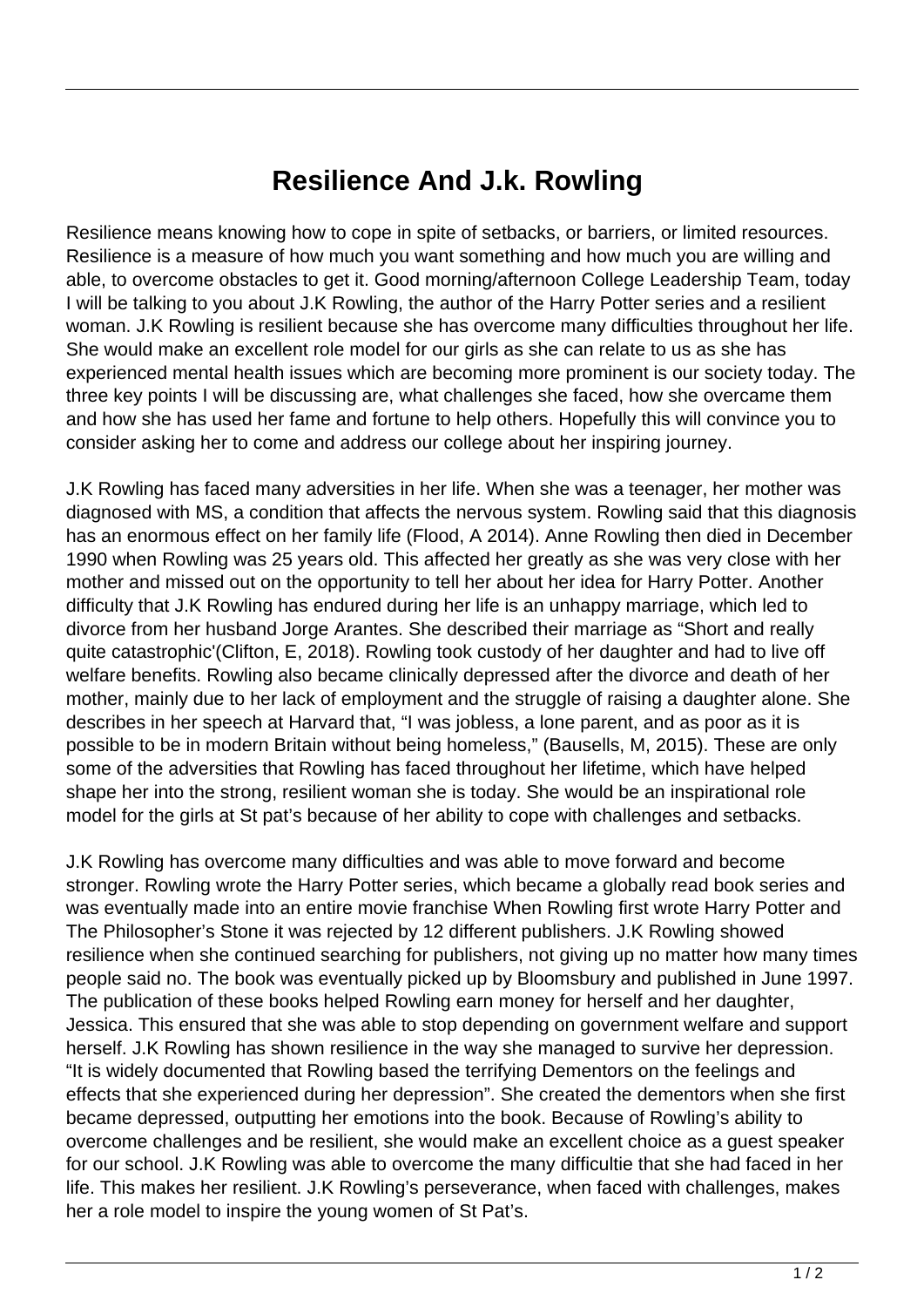# Resilience And J.k. Rowling

Resilience means knowing how to cope in spite of setbacks, or barriers, or limited resources. Resilience is a measure of how much you want something and how much you are willing and able, to overcome obstacles to get it. Good morning/afternoon College Leadership Team, today I will be talking to you about J.K Rowling, the author of the Harry Potter series and a resilient woman. J.K Rowling is resilient because she has overcome many difficulties throughout her life. She would make an excellent role model for our girls as she can relate to us as she has experienced mental health issues which are becoming more prominent is our society today. The three key points I will be discussing are, what challenges she faced, how she overcame them and how she has used her fame and fortune to help others. Hopefully this will convince you to consider asking her to come and address our college about her inspiring journey.

J.K Rowling has faced many adversities in her life. When she was a teenager, her mother was diagnosed with MS, a condition that affects the nervous system. Rowling said that this diagnosis has an enormous effect on her family life (Flood, A 2014). Anne Rowling then died in December 1990 when Rowling was 25 years old. This affected her greatly as she was very close with her mother and missed out on the opportunity to tell her about her idea for Harry Potter. Another difficulty that J.K Rowling has endured during her life is an unhappy marriage, which led to divorce from her husband Jorge Arantes. She described their marriage as "Short and really quite catastrophic'(Clifton, E, 2018). Rowling took custody of her daughter and had to live off welfare benefits. Rowling also became clinically depressed after the divorce and death of her mother, mainly due to her lack of employment and the struggle of raising a daughter alone. She describes in her speech at Harvard that, "I was jobless, a lone parent, and as poor as it is possible to be in modern Britain without being homeless," (Bausells, M, 2015). These are only some of the adversities that Rowling has faced throughout her lifetime, which have helped shape her into the strong, resilient woman she is today. She would be an inspirational role model for the girls at St pat's because of her ability to cope with challenges and setbacks.

J.K Rowling has overcome many difficulties and was able to move forward and become stronger. Rowling wrote the Harry Potter series, which became a globally read book series and was eventually made into an entire movie franchise When Rowling first wrote Harry Potter and The Philosopher's Stone it was rejected by 12 different publishers. J.K Rowling showed resilience when she continued searching for publishers, not giving up no matter how many times people said no. The book was eventually picked up by Bloomsbury and published in June 1997. The publication of these books helped Rowling earn money for herself and her daughter, Jessica. This ensured that she was able to stop depending on government welfare and support herself. J.K Rowling has shown resilience in the way she managed to survive her depression. "It is widely documented that Rowling based the terrifying Dementors on the feelings and effects that she experienced during her depression". She created the dementors when she first became depressed, outputting her emotions into the book. Because of Rowling's ability to overcome challenges and be resilient, she would make an excellent choice as a guest speaker for our school. J.K Rowling was able to overcome the many difficultie that she had faced in her life. This makes her resilient. J.K Rowling's perseverance, when faced with challenges, makes her a role model to inspire the young women of St Pat's.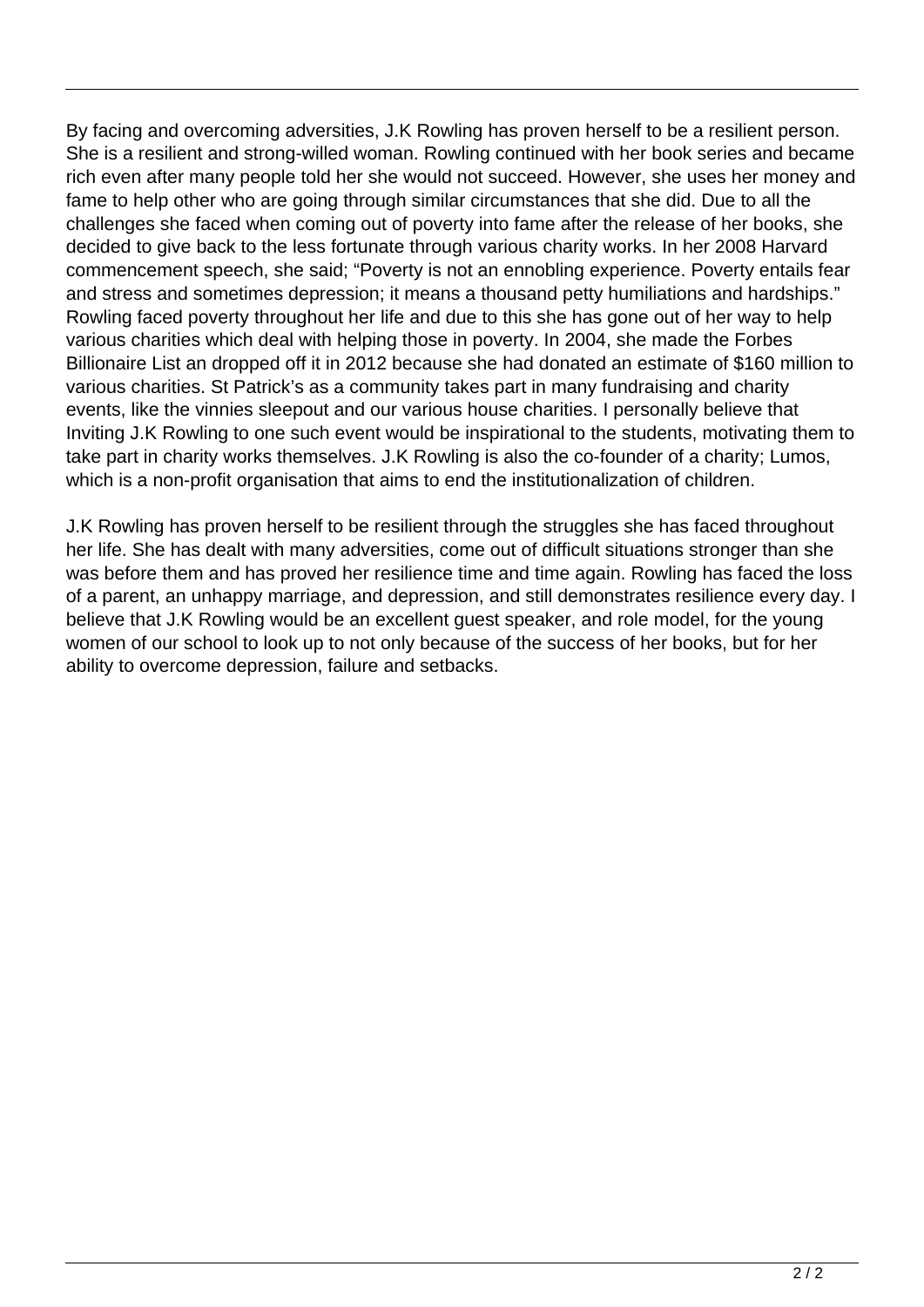By facing and overcoming adversities, J.K Rowling has proven herself to be a resilient person. She is a resilient and strong-willed woman. Rowling continued with her book series and became rich even after many people told her she would not succeed. However, she uses her money and fame to help other who are going through similar circumstances that she did. Due to all the challenges she faced when coming out of poverty into fame after the release of her books, she decided to give back to the less fortunate through various charity works. In her 2008 Harvard commencement speech, she said; "Poverty is not an ennobling experience. Poverty entails fear and stress and sometimes depression; it means a thousand petty humiliations and hardships." Rowling faced poverty throughout her life and due to this she has gone out of her way to help various charities which deal with helping those in poverty. In 2004, she made the Forbes Billionaire List an dropped off it in 2012 because she had donated an estimate of $160 million to various charities. St Patrick's as a community takes part in many fundraising and charity events, like the vinnies sleepout and our various house charities. I personally believe that Inviting J.K Rowling to one such event would be inspirational to the students, motivating them to take part in charity works themselves. J.K Rowling is also the co-founder of a charity; Lumos, which is a non-profit organisation that aims to end the institutionalization of children.

J.K Rowling has proven herself to be resilient through the struggles she has faced throughout her life. She has dealt with many adversities, come out of difficult situations stronger than she was before them and has proved her resilience time and time again. Rowling has faced the loss of a parent, an unhappy marriage, and depression, and still demonstrates resilience every day. I believe that J.K Rowling would be an excellent guest speaker, and role model, for the young women of our school to look up to not only because of the success of her books, but for her ability to overcome depression, failure and setbacks.